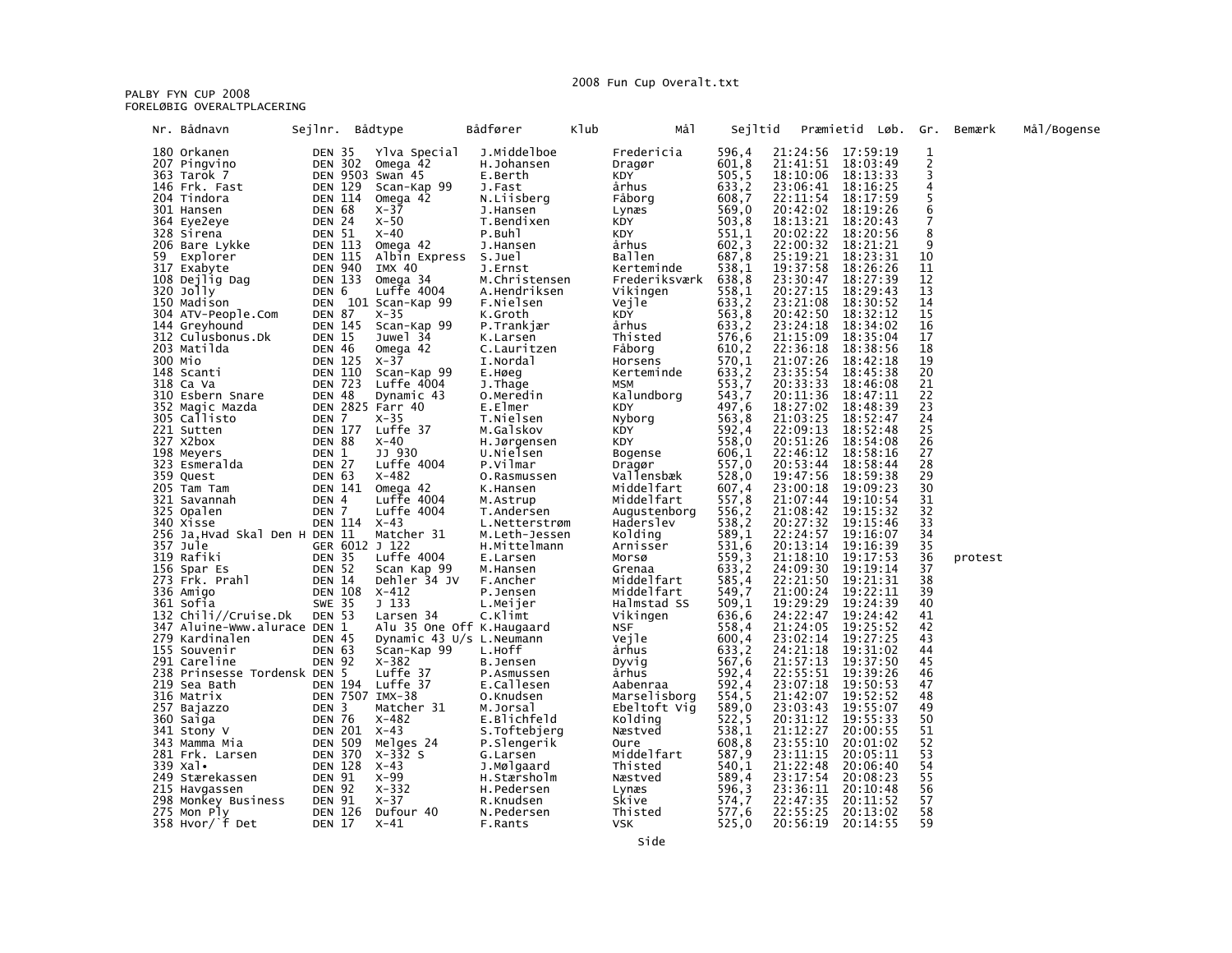PALBY FYN CUP 2008
FORELØBIG OVERALTPLACERING

| Nr. | Bådnavn | Sejlnr. | Bådtype | Bådfører | Klub | Mål | Sejltid | Præmietid | Løb. | Gr. | Bemærk | Mål/Bogense |
|---|---|---|---|---|---|---|---|---|---|---|---|---|
| 180 | Orkanen | DEN 35 | Ylva Special | J.Middelboe | Fredericia | 596,4 | 21:24:56 | 17:59:19 | 1 | | | |
| 207 | Pingvino | DEN 302 | Omega 42 | H.Johansen | Dragør | 601,8 | 21:41:51 | 18:03:49 | 2 | | | |
| 363 | Tarok 7 | DEN 9503 | Swan 45 | E.Berth | KDY | 505,5 | 18:10:06 | 18:13:33 | 3 | | | |
| 146 | Frk. Fast | DEN 129 | Scan-Kap 99 | J.Fast | århus | 633,2 | 23:06:41 | 18:16:25 | 4 | | | |
| 204 | Tindora | DEN 114 | Omega 42 | N.Liisberg | Fåborg | 608,7 | 22:11:54 | 18:17:59 | 5 | | | |
| 301 | Hansen | DEN 68 | X-37 | J.Hansen | Lynæs | 569,0 | 20:42:02 | 18:19:26 | 6 | | | |
| 364 | Eye2eye | DEN 24 | X-50 | T.Bendixen | KDY | 503,8 | 18:13:21 | 18:20:43 | 7 | | | |
| 328 | Sirena | DEN 51 | X-40 | P.Buhl | KDY | 551,1 | 20:02:22 | 18:20:56 | 8 | | | |
| 206 | Bare Lykke | DEN 113 | Omega 42 | J.Hansen | århus | 602,3 | 22:00:32 | 18:21:21 | 9 | | | |
| 59 | Explorer | DEN 115 | Albin Express | S.Juel | Ballen | 687,8 | 25:19:21 | 18:23:31 | 10 | | | |
| 317 | Exabyte | DEN 940 | IMX 40 | J.Ernst | Kerteminde | 538,1 | 19:37:58 | 18:26:26 | 11 | | | |
| 108 | Dejlig Dag | DEN 133 | Omega 34 | M.Christensen | Frederiksværk | 638,8 | 23:30:47 | 18:27:39 | 12 | | | |
| 320 | Jolly | DEN 6 | Luffe 4004 | A.Hendriksen | Vikingen | 558,1 | 20:27:15 | 18:29:43 | 13 | | | |
| 150 | Madison | DEN 101 | Scan-Kap 99 | F.Nielsen | Vejle | 633,2 | 23:21:08 | 18:30:52 | 14 | | | |
| 304 | ATV-People.Com | DEN 87 | X-35 | K.Groth | KDY | 563,8 | 20:42:50 | 18:32:12 | 15 | | | |
| 144 | Greyhound | DEN 145 | Scan-Kap 99 | P.Trankjær | århus | 633,2 | 23:24:18 | 18:34:02 | 16 | | | |
| 312 | Culusbonus.Dk | DEN 15 | Juwel 34 | K.Larsen | Thisted | 576,6 | 21:15:09 | 18:35:04 | 17 | | | |
| 203 | Matilda | DEN 46 | Omega 42 | C.Lauritzen | Fåborg | 610,2 | 22:36:18 | 18:38:56 | 18 | | | |
| 300 | Mio | DEN 125 | X-37 | I.Nordal | Horsens | 570,1 | 21:07:26 | 18:42:18 | 19 | | | |
| 148 | Scanti | DEN 110 | Scan-Kap 99 | E.Høeg | Kerteminde | 633,2 | 23:35:54 | 18:45:38 | 20 | | | |
| 318 | Ca Va | DEN 723 | Luffe 4004 | J.Thage | MSM | 553,7 | 20:33:33 | 18:46:08 | 21 | | | |
| 310 | Esbern Snare | DEN 48 | Dynamic 43 | O.Meredin | Kalundborg | 543,7 | 20:11:36 | 18:47:11 | 22 | | | |
| 352 | Magic Mazda | DEN 2825 | Farr 40 | E.Elmer | KDY | 497,6 | 18:27:02 | 18:48:39 | 23 | | | |
| 305 | Callisto | DEN 7 | X-35 | T.Nielsen | Nyborg | 563,8 | 21:03:25 | 18:52:47 | 24 | | | |
| 221 | Sutten | DEN 177 | Luffe 37 | M.Galskov | KDY | 592,4 | 22:09:13 | 18:52:48 | 25 | | | |
| 327 | X2box | DEN 88 | X-40 | H.Jørgensen | KDY | 558,0 | 20:51:26 | 18:54:08 | 26 | | | |
| 198 | Meyers | DEN 1 | JJ 930 | U.Nielsen | Bogense | 606,1 | 22:46:12 | 18:58:16 | 27 | | | |
| 323 | Esmeralda | DEN 27 | Luffe 4004 | P.Vilmar | Dragør | 557,0 | 20:53:44 | 18:58:44 | 28 | | | |
| 359 | Quest | DEN 63 | X-482 | O.Rasmussen | Vallensbæk | 528,0 | 19:47:56 | 18:59:38 | 29 | | | |
| 205 | Tam Tam | DEN 141 | Omega 42 | K.Hansen | Middelfart | 607,4 | 23:00:18 | 19:09:23 | 30 | | | |
| 321 | Savannah | DEN 4 | Luffe 4004 | M.Astrup | Middelfart | 557,8 | 21:07:44 | 19:10:54 | 31 | | | |
| 325 | Opalen | DEN 7 | Luffe 4004 | T.Andersen | Augustenborg | 556,2 | 21:08:42 | 19:15:32 | 32 | | | |
| 340 | Xisse | DEN 114 | X-43 | L.Netterstrøm | Haderslev | 538,2 | 20:27:32 | 19:15:46 | 33 | | | |
| 256 | Ja,Hvad Skal Den H | DEN 11 | Matcher 31 | M.Leth-Jessen | Kolding | 589,1 | 22:24:57 | 19:16:07 | 34 | | | |
| 357 | Jule | GER 6012 | J 122 | H.Mittelmann | Arnisser | 531,6 | 20:13:14 | 19:16:39 | 35 | | | |
| 319 | Rafiki | DEN 35 | Luffe 4004 | E.Larsen | Morsø | 559,3 | 21:18:10 | 19:17:53 | 36 | | protest | |
| 156 | Spar Es | DEN 52 | Scan Kap 99 | M.Hansen | Grenaa | 633,2 | 24:09:30 | 19:19:14 | 37 | | | |
| 273 | Frk. Prahl | DEN 14 | Dehler 34 JV | F.Ancher | Middelfart | 585,4 | 22:21:50 | 19:21:31 | 38 | | | |
| 336 | Amigo | DEN 108 | X-412 | P.Jensen | Middelfart | 549,7 | 21:00:24 | 19:22:11 | 39 | | | |
| 361 | Sofia | SWE 35 | J 133 | L.Meijer | Halmstad SS | 509,1 | 19:29:29 | 19:24:39 | 40 | | | |
| 132 | Chili//Cruise.Dk | DEN 53 | Larsen 34 | C.Klimt | Vikingen | 636,6 | 24:22:47 | 19:24:42 | 41 | | | |
| 347 | Aluine-Www.alurace | DEN 1 | Alu 35 One Off | K.Haugaard | NSF | 558,4 | 21:24:05 | 19:25:52 | 42 | | | |
| 279 | Kardinalen | DEN 45 | Dynamic 43 U/s | L.Neumann | Vejle | 600,4 | 23:02:14 | 19:27:25 | 43 | | | |
| 155 | Souvenir | DEN 63 | Scan-Kap 99 | L.Hoff | århus | 633,2 | 24:21:18 | 19:31:02 | 44 | | | |
| 291 | Careline | DEN 92 | X-382 | B.Jensen | Dyvig | 567,6 | 21:57:13 | 19:37:50 | 45 | | | |
| 238 | Prinsesse Tordensk | DEN 5 | Luffe 37 | P.Asmussen | århus | 592,4 | 22:55:51 | 19:39:26 | 46 | | | |
| 219 | Sea Bath | DEN 194 | Luffe 37 | E.Callesen | Aabenraa | 592,4 | 23:07:18 | 19:50:53 | 47 | | | |
| 316 | Matrix | DEN 7507 | IMX-38 | O.Knudsen | Marselisborg | 554,5 | 21:42:07 | 19:52:52 | 48 | | | |
| 257 | Bajazzo | DEN 3 | Matcher 31 | M.Jorsal | Ebeltoft Vig | 589,0 | 23:03:43 | 19:55:07 | 49 | | | |
| 360 | Saiga | DEN 76 | X-482 | E.Blichfeld | Kolding | 522,5 | 20:31:12 | 19:55:33 | 50 | | | |
| 341 | Stony V | DEN 201 | X-43 | S.Toftebjerg | Næstved | 538,1 | 21:12:27 | 20:00:55 | 51 | | | |
| 343 | Mamma Mia | DEN 509 | Melges 24 | P.Slengerik | Oure | 608,8 | 23:55:10 | 20:01:02 | 52 | | | |
| 281 | Frk. Larsen | DEN 370 | X-332 S | G.Larsen | Middelfart | 587,9 | 23:11:15 | 20:05:11 | 53 | | | |
| 339 | Xal• | DEN 128 | X-43 | J.Mølgaard | Thisted | 540,1 | 21:22:48 | 20:06:40 | 54 | | | |
| 249 | Stærekassen | DEN 91 | X-99 | H.Stærsholm | Næstved | 589,4 | 23:17:54 | 20:08:23 | 55 | | | |
| 215 | Havgassen | DEN 92 | X-332 | H.Pedersen | Lynæs | 596,3 | 23:36:11 | 20:10:48 | 56 | | | |
| 298 | Monkey Business | DEN 91 | X-37 | R.Knudsen | Skive | 574,7 | 22:47:35 | 20:11:52 | 57 | | | |
| 275 | Mon Ply | DEN 126 | Dufour 40 | N.Pedersen | Thisted | 577,6 | 22:55:25 | 20:13:02 | 58 | | | |
| 358 | Hvor/`f Det | DEN 17 | X-41 | F.Rants | VSK | 525,0 | 20:56:19 | 20:14:55 | 59 | | | |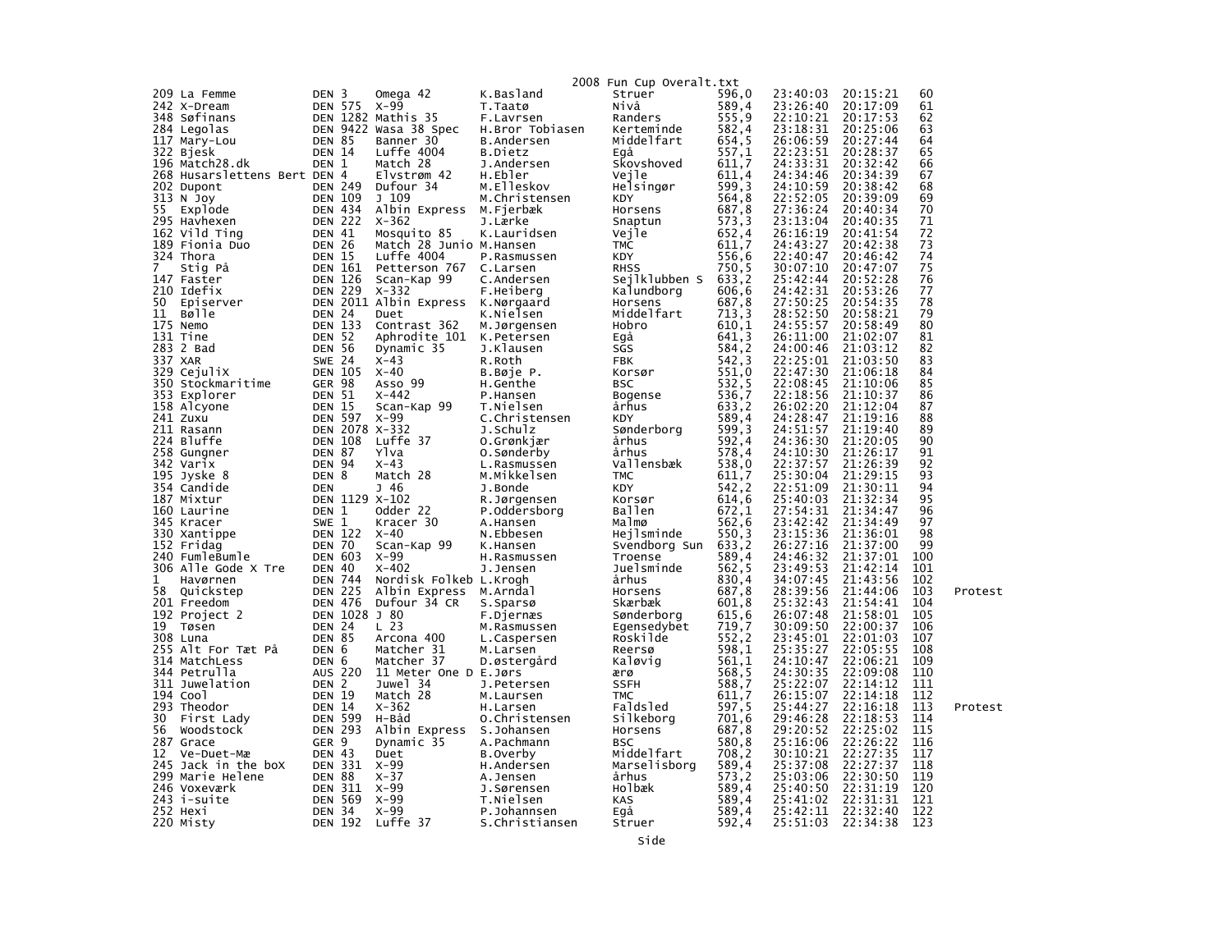| | | | | | | | | | | |
|---|---|---|---|---|---|---|---|---|---|---|
| 209 | La Femme | DEN 3 | Omega 42 | K.Basland | Struer | 596,0 | 23:40:03 | 20:15:21 | 60 | |
| 242 | X-Dream | DEN 575 | X-99 | T.Taatø | Nivå | 589,4 | 23:26:40 | 20:17:09 | 61 | |
| 348 | Søfinans | DEN 1282 | Mathis 35 | F.Lavrsen | Randers | 555,9 | 22:10:21 | 20:17:53 | 62 | |
| 284 | Legolas | DEN 9422 | Wasa 38 Spec | H.Bror Tobiasen | Kerteminde | 582,4 | 23:18:31 | 20:25:06 | 63 | |
| 117 | Mary-Lou | DEN 85 | Banner 30 | B.Andersen | Middelfart | 654,5 | 26:06:59 | 20:27:44 | 64 | |
| 322 | Bjesk | DEN 14 | Luffe 4004 | B.Dietz | Egå | 557,1 | 22:23:51 | 20:28:37 | 65 | |
| 196 | Match28.dk | DEN 1 | Match 28 | J.Andersen | Skovshoved | 611,7 | 24:33:31 | 20:32:42 | 66 | |
| 268 | Husarslettens Bert | DEN 4 | Elvstrøm 42 | H.Ebler | Vejle | 611,4 | 24:34:46 | 20:34:39 | 67 | |
| 202 | Dupont | DEN 249 | Dufour 34 | M.Elleskov | Helsingør | 599,3 | 24:10:59 | 20:38:42 | 68 | |
| 313 | N Joy | DEN 109 | J 109 | M.Christensen | KDY | 564,8 | 22:52:05 | 20:39:09 | 69 | |
| 55 | Explode | DEN 434 | Albin Express | M.Fjerbæk | Horsens | 687,8 | 27:36:24 | 20:40:34 | 70 | |
| 295 | Havhexen | DEN 222 | X-362 | J.Lærke | Snaptun | 573,3 | 23:13:04 | 20:40:35 | 71 | |
| 162 | Vild Ting | DEN 41 | Mosquito 85 | K.Lauridsen | Vejle | 652,4 | 26:16:19 | 20:41:54 | 72 | |
| 189 | Fionia Duo | DEN 26 | Match 28 Junio | M.Hansen | TMC | 611,7 | 24:43:27 | 20:42:38 | 73 | |
| 324 | Thora | DEN 15 | Luffe 4004 | P.Rasmussen | KDY | 556,6 | 22:40:47 | 20:46:42 | 74 | |
| 7 | Stig På | DEN 161 | Petterson 767 | C.Larsen | RHSS | 750,5 | 30:07:10 | 20:47:07 | 75 | |
| 147 | Faster | DEN 126 | Scan-Kap 99 | C.Andersen | Sejlklubben S | 633,2 | 25:42:44 | 20:52:28 | 76 | |
| 210 | Idefix | DEN 229 | X-332 | F.Heiberg | Kalundborg | 606,6 | 24:42:31 | 20:53:26 | 77 | |
| 50 | Episerver | DEN 2011 | Albin Express | K.Nørgaard | Horsens | 687,8 | 27:50:25 | 20:54:35 | 78 | |
| 11 | Bølle | DEN 24 | Duet | K.Nielsen | Middelfart | 713,3 | 28:52:50 | 20:58:21 | 79 | |
| 175 | Nemo | DEN 133 | Contrast 362 | M.Jørgensen | Hobro | 610,1 | 24:55:57 | 20:58:49 | 80 | |
| 131 | Tine | DEN 52 | Aphrodite 101 | K.Petersen | Egå | 641,3 | 26:11:00 | 21:02:07 | 81 | |
| 283 | 2 Bad | DEN 56 | Dynamic 35 | J.Klausen | SGS | 584,2 | 24:00:46 | 21:03:12 | 82 | |
| 337 | XAR | SWE 24 | X-43 | R.Roth | FBK | 542,3 | 22:25:01 | 21:03:50 | 83 | |
| 329 | Cejulix | DEN 105 | X-40 | B.Bøje P. | Korsør | 551,0 | 22:47:30 | 21:06:18 | 84 | |
| 350 | Stockmaritime | GER 98 | Asso 99 | H.Genthe | BSC | 532,5 | 22:08:45 | 21:10:06 | 85 | |
| 353 | Explorer | DEN 51 | X-442 | P.Hansen | Bogense | 536,7 | 22:18:56 | 21:10:37 | 86 | |
| 158 | Alcyone | DEN 15 | Scan-Kap 99 | T.Nielsen | århus | 633,2 | 26:02:20 | 21:12:04 | 87 | |
| 241 | Zuxu | DEN 597 | X-99 | C.Christensen | KDY | 589,4 | 24:28:47 | 21:19:16 | 88 | |
| 211 | Rasann | DEN 2078 | X-332 | J.Schulz | Sønderborg | 599,3 | 24:51:57 | 21:19:40 | 89 | |
| 224 | Bluffe | DEN 108 | Luffe 37 | O.Grønkjær | århus | 592,4 | 24:36:30 | 21:20:05 | 90 | |
| 258 | Gungner | DEN 87 | Ylva | O.Sønderby | århus | 578,4 | 24:10:30 | 21:26:17 | 91 | |
| 342 | Varix | DEN 94 | X-43 | L.Rasmussen | Vallensbæk | 538,0 | 22:37:57 | 21:26:39 | 92 | |
| 195 | Jyske 8 | DEN 8 | Match 28 | M.Mikkelsen | TMC | 611,7 | 25:30:04 | 21:29:15 | 93 | |
| 354 | Candide | DEN | J 46 | J.Bonde | KDY | 542,2 | 22:51:09 | 21:30:11 | 94 | |
| 187 | Mixtur | DEN 1129 | X-102 | R.Jørgensen | Korsør | 614,6 | 25:40:03 | 21:32:34 | 95 | |
| 160 | Laurine | DEN 1 | Odder 22 | P.Oddersborg | Ballen | 672,1 | 27:54:31 | 21:34:47 | 96 | |
| 345 | Kracer | SWE 1 | Kracer 30 | A.Hansen | Malmø | 562,6 | 23:42:42 | 21:34:49 | 97 | |
| 330 | Xantippe | DEN 122 | X-40 | N.Ebbesen | Hejlsminde | 550,3 | 23:15:36 | 21:36:01 | 98 | |
| 152 | Fridag | DEN 70 | Scan-Kap 99 | K.Hansen | Svendborg Sun | 633,2 | 26:27:16 | 21:37:00 | 99 | |
| 240 | FumleBumle | DEN 603 | X-99 | H.Rasmussen | Troense | 589,4 | 24:46:32 | 21:37:01 | 100 | |
| 306 | Alle Gode X Tre | DEN 40 | X-402 | J.Jensen | Juelsminde | 562,5 | 23:49:53 | 21:42:14 | 101 | |
| 1 | Havørnen | DEN 744 | Nordisk Folkeb | L.Krogh | århus | 830,4 | 34:07:45 | 21:43:56 | 102 | |
| 58 | Quickstep | DEN 225 | Albin Express | M.Arndal | Horsens | 687,8 | 28:39:56 | 21:44:06 | 103 | Protest |
| 201 | Freedom | DEN 476 | Dufour 34 CR | S.Sparsø | Skærbæk | 601,8 | 25:32:43 | 21:54:41 | 104 | |
| 192 | Project 2 | DEN 1028 | J 80 | F.Djernæs | Sønderborg | 615,6 | 26:07:48 | 21:58:01 | 105 | |
| 19 | Tøsen | DEN 24 | L 23 | M.Rasmussen | Egensedybet | 719,7 | 30:09:50 | 22:00:37 | 106 | |
| 308 | Luna | DEN 85 | Arcona 400 | L.Caspersen | Roskilde | 552,2 | 23:45:01 | 22:01:03 | 107 | |
| 255 | Alt For Tæt På | DEN 6 | Matcher 31 | M.Larsen | Reersø | 598,1 | 25:35:27 | 22:05:55 | 108 | |
| 314 | MatchLess | DEN 6 | Matcher 37 | D.østergård | Kaløvig | 561,1 | 24:10:47 | 22:06:21 | 109 | |
| 344 | Petrulla | AUS 220 | 11 Meter One D | E.Jørs | ærø | 568,5 | 24:30:35 | 22:09:08 | 110 | |
| 311 | Juwelation | DEN 2 | Juwel 34 | J.Petersen | SSFH | 588,7 | 25:22:07 | 22:14:12 | 111 | |
| 194 | Cool | DEN 19 | Match 28 | M.Laursen | TMC | 611,7 | 26:15:07 | 22:14:18 | 112 | |
| 293 | Theodor | DEN 14 | X-362 | H.Larsen | Faldsled | 597,5 | 25:44:27 | 22:16:18 | 113 | Protest |
| 30 | First Lady | DEN 599 | H-Båd | O.Christensen | Silkeborg | 701,6 | 29:46:28 | 22:18:53 | 114 | |
| 56 | Woodstock | DEN 293 | Albin Express | S.Johansen | Horsens | 687,8 | 29:20:52 | 22:25:02 | 115 | |
| 287 | Grace | GER 9 | Dynamic 35 | A.Pachmann | BSC | 580,8 | 25:16:06 | 22:26:22 | 116 | |
| 12 | Ve-Duet-Mæ | DEN 43 | Duet | B.Overby | Middelfart | 708,2 | 30:10:21 | 22:27:35 | 117 | |
| 245 | Jack in the boX | DEN 331 | X-99 | H.Andersen | Marselisborg | 589,4 | 25:37:08 | 22:27:37 | 118 | |
| 299 | Marie Helene | DEN 88 | X-37 | A.Jensen | århus | 573,2 | 25:03:06 | 22:30:50 | 119 | |
| 246 | Voxeværk | DEN 311 | X-99 | J.Sørensen | Holbæk | 589,4 | 25:40:50 | 22:31:19 | 120 | |
| 243 | i-suite | DEN 569 | X-99 | T.Nielsen | KAS | 589,4 | 25:41:02 | 22:31:31 | 121 | |
| 252 | Hexi | DEN 34 | X-99 | P.Johannsen | Egå | 589,4 | 25:42:11 | 22:32:40 | 122 | |
| 220 | Misty | DEN 192 | Luffe 37 | S.Christiansen | Struer | 592,4 | 25:51:03 | 22:34:38 | 123 | |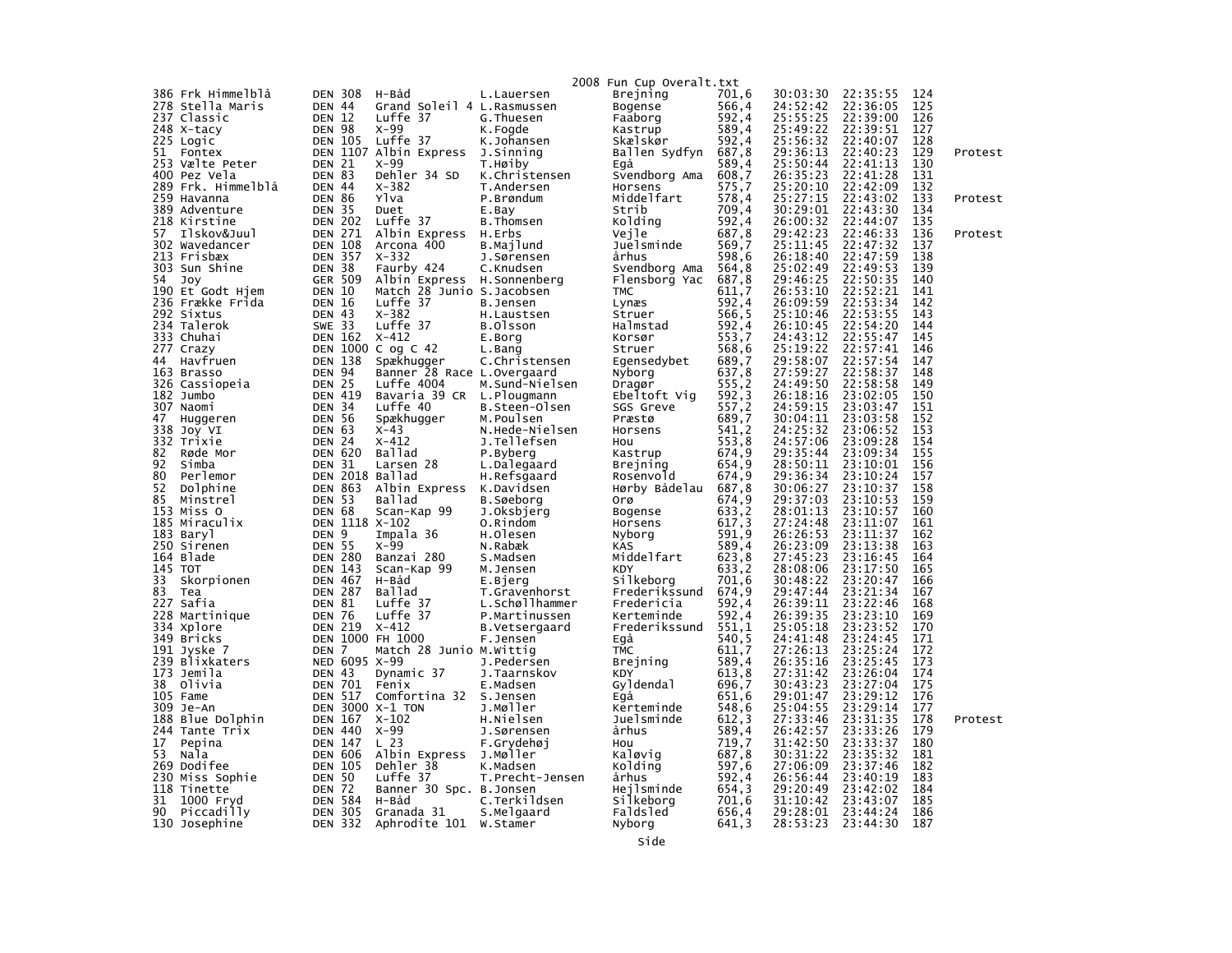2008 Fun Cup Overalt.txt

| | | | | | | | | | | | |
|---|---|---|---|---|---|---|---|---|---|---|---|
| 386 | Frk Himmelblå | DEN | 308 | H-Båd | L.Lauersen | Brejning | 701,6 | 30:03:30 | 22:35:55 | 124 | |
| 278 | Stella Maris | DEN | 44 | Grand Soleil 4 | L.Rasmussen | Bogense | 566,4 | 24:52:42 | 22:36:05 | 125 | |
| 237 | Classic | DEN | 12 | Luffe 37 | G.Thuesen | Faaborg | 592,4 | 25:55:25 | 22:39:00 | 126 | |
| 248 | X-tacy | DEN | 98 | X-99 | K.Fogde | Kastrup | 589,4 | 25:49:22 | 22:39:51 | 127 | |
| 225 | Logic | DEN | 105 | Luffe 37 | K.Johansen | Skælskør | 592,4 | 25:56:32 | 22:40:07 | 128 | |
| 51 | Fontex | DEN | 1107 | Albin Express | J.Sinning | Ballen Sydfyn | 687,8 | 29:36:13 | 22:40:23 | 129 | Protest |
| 253 | Vælte Peter | DEN | 21 | X-99 | T.Høiby | Egå | 589,4 | 25:50:44 | 22:41:13 | 130 | |
| 400 | Pez Vela | DEN | 83 | Dehler 34 SD | K.Christensen | Svendborg Ama | 608,7 | 26:35:23 | 22:41:28 | 131 | |
| 289 | Frk. Himmelblå | DEN | 44 | X-382 | T.Andersen | Horsens | 575,7 | 25:20:10 | 22:42:09 | 132 | |
| 259 | Havanna | DEN | 86 | Ylva | P.Brøndum | Middelfart | 578,4 | 25:27:15 | 22:43:02 | 133 | Protest |
| 389 | Adventure | DEN | 35 | Duet | E.Bay | Strib | 709,4 | 30:29:01 | 22:43:30 | 134 | |
| 218 | Kirstine | DEN | 202 | Luffe 37 | B.Thomsen | Kolding | 592,4 | 26:00:32 | 22:44:07 | 135 | |
| 57 | Ilskov&Juul | DEN | 271 | Albin Express | H.Erbs | Vejle | 687,8 | 29:42:23 | 22:46:33 | 136 | Protest |
| 302 | Wavedancer | DEN | 108 | Arcona 400 | B.Majlund | Juelsminde | 569,7 | 25:11:45 | 22:47:32 | 137 | |
| 213 | Frisbæx | DEN | 357 | X-332 | J.Sørensen | Århus | 598,6 | 26:18:40 | 22:47:59 | 138 | |
| 303 | Sun Shine | DEN | 38 | Faurby 424 | C.Knudsen | Svendborg Ama | 564,8 | 25:02:49 | 22:49:53 | 139 | |
| 54 | Joy | GER | 509 | Albin Express | H.Sonnenberg | Flensborg Yac | 687,8 | 29:46:25 | 22:50:35 | 140 | |
| 190 | Et Godt Hjem | DEN | 10 | Match 28 Junio | S.Jacobsen | TMC | 611,7 | 26:53:10 | 22:52:21 | 141 | |
| 236 | Frække Frida | DEN | 16 | Luffe 37 | B.Jensen | Lynæs | 592,4 | 26:09:59 | 22:53:34 | 142 | |
| 292 | Sixtus | DEN | 43 | X-382 | H.Laustsen | Struer | 566,5 | 25:10:46 | 22:53:55 | 143 | |
| 234 | Talerok | SWE | 33 | Luffe 37 | B.Olsson | Halmstad | 592,4 | 26:10:45 | 22:54:20 | 144 | |
| 333 | Chuhai | DEN | 162 | X-412 | E.Borg | Korsør | 553,7 | 24:43:12 | 22:55:47 | 145 | |
| 277 | Crazy | DEN | 1000 | C og C 42 | L.Bang | Struer | 568,6 | 25:19:22 | 22:57:41 | 146 | |
| 44 | Havfruen | DEN | 138 | Spækhugger | C.Christensen | Egensedybet | 689,7 | 29:58:07 | 22:57:54 | 147 | |
| 163 | Brasso | DEN | 94 | Banner 28 Race | L.Overgaard | Nyborg | 637,8 | 27:59:27 | 22:58:37 | 148 | |
| 326 | Cassiopeia | DEN | 25 | Luffe 4004 | M.Sund-Nielsen | Dragør | 555,2 | 24:49:50 | 22:58:58 | 149 | |
| 182 | Jumbo | DEN | 419 | Bavaria 39 CR | L.Plougmann | Ebeltoft Vig | 592,3 | 26:18:16 | 23:02:05 | 150 | |
| 307 | Naomi | DEN | 34 | Luffe 40 | B.Steen-Olsen | SGS Greve | 557,2 | 24:59:15 | 23:03:47 | 151 | |
| 47 | Huggeren | DEN | 56 | Spækhugger | M.Poulsen | Præstø | 689,7 | 30:04:11 | 23:03:58 | 152 | |
| 338 | Joy VI | DEN | 63 | X-43 | N.Hede-Nielsen | Horsens | 541,2 | 24:25:32 | 23:06:52 | 153 | |
| 332 | Trixie | DEN | 24 | X-412 | J.Tellefsen | Hou | 553,8 | 24:57:06 | 23:09:28 | 154 | |
| 82 | Røde Mor | DEN | 620 | Ballad | P.Byberg | Kastrup | 674,9 | 29:35:44 | 23:09:34 | 155 | |
| 92 | Simba | DEN | 31 | Larsen 28 | L.Dalegaard | Brejning | 654,9 | 28:50:11 | 23:10:01 | 156 | |
| 80 | Perlemor | DEN | 2018 | Ballad | H.Refsgaard | Rosenvold | 674,9 | 29:36:34 | 23:10:24 | 157 | |
| 52 | Dolphine | DEN | 863 | Albin Express | K.Davidsen | Hørby Bådelau | 687,8 | 30:06:27 | 23:10:37 | 158 | |
| 85 | Minstrel | DEN | 53 | Ballad | B.Søeborg | Orø | 674,9 | 29:37:03 | 23:10:53 | 159 | |
| 153 | Miss O | DEN | 68 | Scan-Kap 99 | J.Oksbjerg | Bogense | 633,2 | 28:01:13 | 23:10:57 | 160 | |
| 185 | Miraculix | DEN | 1118 | X-102 | O.Rindom | Horsens | 617,3 | 27:24:48 | 23:11:07 | 161 | |
| 183 | Baryl | DEN | 9 | Impala 36 | H.Olesen | Nyborg | 591,9 | 26:26:53 | 23:11:37 | 162 | |
| 250 | Sirenen | DEN | 55 | X-99 | N.Rabæk | KAS | 589,4 | 26:23:09 | 23:13:38 | 163 | |
| 164 | Blade | DEN | 280 | Banzai 280 | S.Madsen | Middelfart | 623,8 | 27:45:23 | 23:16:45 | 164 | |
| 145 | TOT | DEN | 143 | Scan-Kap 99 | M.Jensen | KDY | 633,2 | 28:08:06 | 23:17:50 | 165 | |
| 33 | Skorpionen | DEN | 467 | H-Båd | E.Bjerg | Silkeborg | 701,6 | 30:48:22 | 23:20:47 | 166 | |
| 83 | Tea | DEN | 287 | Ballad | T.Gravenhorst | Frederikssund | 674,9 | 29:47:44 | 23:21:34 | 167 | |
| 227 | Safia | DEN | 81 | Luffe 37 | L.Schøllhammer | Fredericia | 592,4 | 26:39:11 | 23:22:46 | 168 | |
| 228 | Martinique | DEN | 76 | Luffe 37 | P.Martinussen | Kerteminde | 592,4 | 26:39:35 | 23:23:10 | 169 | |
| 334 | Xplore | DEN | 219 | X-412 | B.Vetsergaard | Frederikssund | 551,1 | 25:05:18 | 23:23:52 | 170 | |
| 349 | Bricks | DEN | 1000 | FH 1000 | F.Jensen | Egå | 540,5 | 24:41:48 | 23:24:45 | 171 | |
| 191 | Jyske 7 | DEN | 7 | Match 28 Junio | M.Wittig | TMC | 611,7 | 27:26:13 | 23:25:24 | 172 | |
| 239 | Blixkaters | NED | 6095 | X-99 | J.Pedersen | Brejning | 589,4 | 26:35:16 | 23:25:45 | 173 | |
| 173 | Jemila | DEN | 43 | Dynamic 37 | J.Taarnskov | KDY | 613,8 | 27:31:42 | 23:26:04 | 174 | |
| 38 | Olivia | DEN | 701 | Fenix | E.Madsen | Gyldendal | 696,7 | 30:43:23 | 23:27:04 | 175 | |
| 105 | Fame | DEN | 517 | Comfortina 32 | S.Jensen | Egå | 651,6 | 29:01:47 | 23:29:12 | 176 | |
| 309 | Je-An | DEN | 3000 | X-1 TON | J.Møller | Kerteminde | 548,6 | 25:04:55 | 23:29:14 | 177 | |
| 188 | Blue Dolphin | DEN | 167 | X-102 | H.Nielsen | Juelsminde | 612,3 | 27:33:46 | 23:31:35 | 178 | Protest |
| 244 | Tante Trix | DEN | 440 | X-99 | J.Sørensen | Århus | 589,4 | 26:42:57 | 23:33:26 | 179 | |
| 17 | Pepina | DEN | 147 | L 23 | F.Grydehøj | Hou | 719,7 | 31:42:50 | 23:33:37 | 180 | |
| 53 | Nala | DEN | 606 | Albin Express | J.Møller | Kaløvig | 687,8 | 30:31:22 | 23:35:32 | 181 | |
| 269 | Dodifee | DEN | 105 | Dehler 38 | K.Madsen | Kolding | 597,6 | 27:06:09 | 23:37:46 | 182 | |
| 230 | Miss Sophie | DEN | 50 | Luffe 37 | T.Precht-Jensen | Århus | 592,4 | 26:56:44 | 23:40:19 | 183 | |
| 118 | Tinette | DEN | 72 | Banner 30 Spc. | B.Jonsen | Hejlsminde | 654,3 | 29:20:49 | 23:42:02 | 184 | |
| 31 | 1000 Fryd | DEN | 584 | H-Båd | C.Terkildsen | Silkeborg | 701,6 | 31:10:42 | 23:43:07 | 185 | |
| 90 | Piccadilly | DEN | 305 | Granada 31 | S.Melgaard | Faldsled | 656,4 | 29:28:01 | 23:44:24 | 186 | |
| 130 | Josephine | DEN | 332 | Aphrodite 101 | W.Stamer | Nyborg | 641,3 | 28:53:23 | 23:44:30 | 187 | |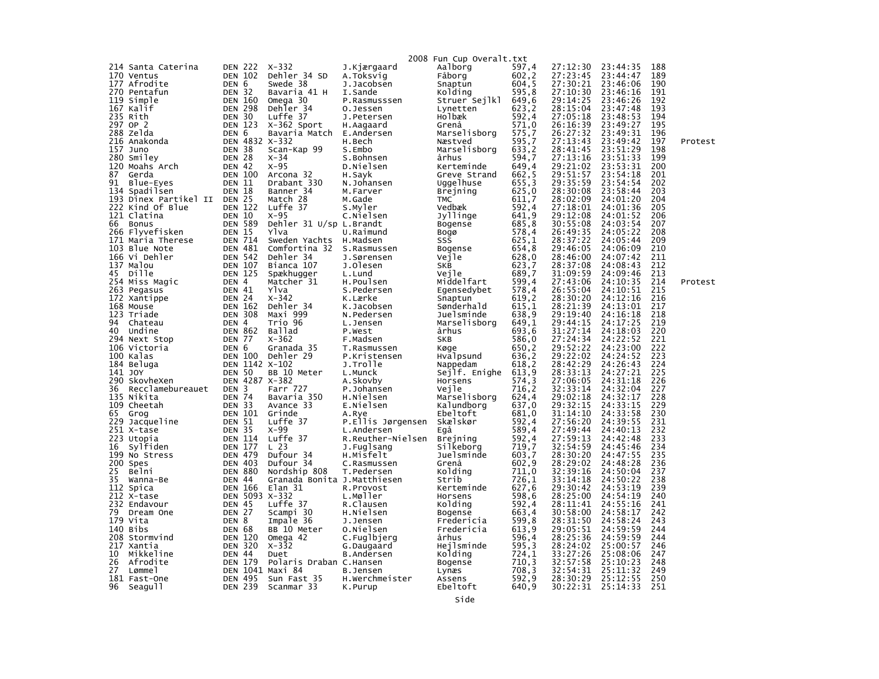2008 Fun Cup Overalt.txt

| | | | | | | | | | | |
|---|---|---|---|---|---|---|---|---|---|---|
| 214 | Santa Caterina | DEN 222 | X-332 | J.Kjærgaard | Aalborg | 597,4 | 27:12:30 | 23:44:35 | 188 | |
| 170 | Ventus | DEN 102 | Dehler 34 SD | A.Toksvig | Fåborg | 602,2 | 27:23:45 | 23:44:47 | 189 | |
| 177 | Afrodite | DEN 6 | Swede 38 | J.Jacobsen | Snaptun | 604,5 | 27:30:21 | 23:46:06 | 190 | |
| 270 | Pentafun | DEN 32 | Bavaria 41 H | I.Sande | Kolding | 595,8 | 27:10:30 | 23:46:16 | 191 | |
| 119 | Simple | DEN 160 | Omega 30 | P.Rasmusssen | Struer Sejlkl | 649,6 | 29:14:25 | 23:46:26 | 192 | |
| 167 | Kalif | DEN 298 | Dehler 34 | O.Jessen | Lynetten | 623,2 | 28:15:04 | 23:47:48 | 193 | |
| 235 | Rith | DEN 30 | Luffe 37 | J.Petersen | Holbæk | 592,4 | 27:05:18 | 23:48:53 | 194 | |
| 297 | OP 2 | DEN 123 | X-362 Sport | H.Aagaard | Grenå | 571,0 | 26:16:39 | 23:49:27 | 195 | |
| 288 | Zelda | DEN 6 | Bavaria Match | E.Andersen | Marselisborg | 575,7 | 26:27:32 | 23:49:31 | 196 | |
| 216 | Anakonda | DEN 4832 | X-332 | H.Bech | Næstved | 595,7 | 27:13:43 | 23:49:42 | 197 | Protest |
| 157 | Juno | DEN 38 | Scan-Kap 99 | S.Embo | Marselisborg | 633,2 | 28:41:45 | 23:51:29 | 198 | |
| 280 | Smiley | DEN 28 | X-34 | S.Bohnsen | århus | 594,7 | 27:13:16 | 23:51:33 | 199 | |
| 120 | Moahs Arch | DEN 42 | X-95 | D.Nielsen | Kerteminde | 649,4 | 29:21:02 | 23:53:31 | 200 | |
| 87 | Gerda | DEN 100 | Arcona 32 | H.Sayk | Greve Strand | 662,5 | 29:51:57 | 23:54:18 | 201 | |
| 91 | Blue-Eyes | DEN 11 | Drabant 330 | N.Johansen | Uggelhuse | 655,3 | 29:35:59 | 23:54:54 | 202 | |
| 134 | Spadilsen | DEN 18 | Banner 34 | M.Farver | Brejning | 625,0 | 28:30:08 | 23:58:44 | 203 | |
| 193 | Dinex Partikel II | DEN 25 | Match 28 | M.Gade | TMC | 611,7 | 28:02:09 | 24:01:20 | 204 | |
| 222 | Kind Of Blue | DEN 122 | Luffe 37 | S.Myler | Vedbæk | 592,4 | 27:18:01 | 24:01:36 | 205 | |
| 121 | Clatina | DEN 10 | X-95 | C.Nielsen | Jyllinge | 641,9 | 29:12:08 | 24:01:52 | 206 | |
| 66 | Bonus | DEN 589 | Dehler 31 U/sp | L.Brandt | Bogense | 685,8 | 30:55:08 | 24:03:54 | 207 | |
| 266 | Flyvefisken | DEN 15 | Ylva | U.Raimund | Bogø | 578,4 | 26:49:35 | 24:05:22 | 208 | |
| 171 | Maria Therese | DEN 714 | Sweden Yachts | H.Madsen | SSS | 625,1 | 28:37:22 | 24:05:44 | 209 | |
| 103 | Blue Note | DEN 481 | Comfortina 32 | S.Rasmussen | Bogense | 654,8 | 29:46:05 | 24:06:09 | 210 | |
| 166 | Vi Dehler | DEN 542 | Dehler 34 | J.Sørensen | Vejle | 628,0 | 28:46:00 | 24:07:42 | 211 | |
| 137 | Malou | DEN 107 | Bianca 107 | J.Olesen | SKB | 623,7 | 28:37:08 | 24:08:43 | 212 | |
| 45 | Dille | DEN 125 | Spækhugger | L.Lund | Vejle | 689,7 | 31:09:59 | 24:09:46 | 213 | |
| 254 | Miss Magic | DEN 4 | Matcher 31 | H.Poulsen | Middelfart | 599,4 | 27:43:06 | 24:10:35 | 214 | Protest |
| 263 | Pegasus | DEN 41 | Ylva | S.Pedersen | Egensedybet | 578,4 | 26:55:04 | 24:10:51 | 215 | |
| 172 | Xantippe | DEN 24 | X-342 | K.Lærke | Snaptun | 619,2 | 28:30:20 | 24:12:16 | 216 | |
| 168 | Mouse | DEN 162 | Dehler 34 | K.Jacobsen | Sønderhald | 615,1 | 28:21:39 | 24:13:01 | 217 | |
| 123 | Triade | DEN 308 | Maxi 999 | N.Pedersen | Juelsminde | 638,9 | 29:19:40 | 24:16:18 | 218 | |
| 94 | Chateau | DEN 4 | Trio 96 | L.Jensen | Marselisborg | 649,1 | 29:44:15 | 24:17:25 | 219 | |
| 40 | Undine | DEN 862 | Ballad | P.West | århus | 693,6 | 31:27:14 | 24:18:03 | 220 | |
| 294 | Next Stop | DEN 77 | X-362 | F.Madsen | SKB | 586,0 | 27:24:34 | 24:22:52 | 221 | |
| 106 | Victoria | DEN 6 | Granada 35 | T.Rasmussen | Køge | 650,2 | 29:52:22 | 24:23:00 | 222 | |
| 100 | Kalas | DEN 100 | Dehler 29 | P.Kristensen | Hvalpsund | 636,2 | 29:22:02 | 24:24:52 | 223 | |
| 184 | Beluga | DEN 1142 | X-102 | J.Trolle | Nappedam | 618,2 | 28:42:29 | 24:26:43 | 224 | |
| 141 | JOY | DEN 50 | BB 10 Meter | L.Munck | Sejlf. Enighe | 613,9 | 28:33:13 | 24:27:21 | 225 | |
| 290 | Skovhexen | DEN 4287 | X-382 | A.Skovby | Horsens | 574,3 | 27:06:05 | 24:31:18 | 226 | |
| 36 | Recclamebureauet | DEN 3 | Farr 727 | P.Johansen | Vejle | 716,2 | 32:33:14 | 24:32:04 | 227 | |
| 135 | Nikita | DEN 74 | Bavaria 350 | H.Nielsen | Marselisborg | 624,4 | 29:02:18 | 24:32:17 | 228 | |
| 109 | Cheetah | DEN 33 | Avance 33 | E.Nielsen | Kalundborg | 637,0 | 29:32:15 | 24:33:15 | 229 | |
| 65 | Grog | DEN 101 | Grinde | A.Rye | Ebeltoft | 681,0 | 31:14:10 | 24:33:58 | 230 | |
| 229 | Jacqueline | DEN 51 | Luffe 37 | P.Ellis Jørgensen | Skælskør | 592,4 | 27:56:20 | 24:39:55 | 231 | |
| 251 | X-tase | DEN 35 | X-99 | L.Andersen | Egå | 589,4 | 27:49:44 | 24:40:13 | 232 | |
| 223 | Utopia | DEN 114 | Luffe 37 | R.Reuther-Nielsen | Brejning | 592,4 | 27:59:13 | 24:42:48 | 233 | |
| 16 | Sylfiden | DEN 177 | L 23 | J.Fuglsang | Silkeborg | 719,7 | 32:54:59 | 24:45:46 | 234 | |
| 199 | No Stress | DEN 479 | Dufour 34 | H.Misfelt | Juelsminde | 603,7 | 28:30:20 | 24:47:55 | 235 | |
| 200 | Spes | DEN 403 | Dufour 34 | C.Rasmussen | Grenå | 602,9 | 28:29:02 | 24:48:28 | 236 | |
| 25 | Belni | DEN 880 | Nordship 808 | T.Pedersen | Kolding | 711,0 | 32:39:16 | 24:50:04 | 237 | |
| 35 | Wanna-Be | DEN 44 | Granada Bonita | J.Matthiesen | Strib | 726,1 | 33:14:18 | 24:50:22 | 238 | |
| 112 | Spica | DEN 166 | Elan 31 | R.Provost | Kerteminde | 627,6 | 29:30:42 | 24:53:19 | 239 | |
| 212 | X-tase | DEN 5093 | X-332 | L.Møller | Horsens | 598,6 | 28:25:00 | 24:54:19 | 240 | |
| 232 | Endavour | DEN 45 | Luffe 37 | R.Clausen | Kolding | 592,4 | 28:11:41 | 24:55:16 | 241 | |
| 79 | Dream One | DEN 27 | Scampi 30 | H.Nielsen | Bogense | 663,4 | 30:58:00 | 24:58:17 | 242 | |
| 179 | Vita | DEN 8 | Impale 36 | J.Jensen | Fredericia | 599,8 | 28:31:50 | 24:58:24 | 243 | |
| 140 | Bibs | DEN 68 | BB 10 Meter | O.Nielsen | Fredericia | 613,9 | 29:05:51 | 24:59:59 | 244 | |
| 208 | Stormvind | DEN 120 | Omega 42 | C.Fuglbjerg | århus | 596,4 | 28:25:36 | 24:59:59 | 244 | |
| 217 | Xantia | DEN 320 | X-332 | G.Daugaard | Hejlsminde | 595,3 | 28:24:02 | 25:00:57 | 246 | |
| 10 | Mikkeline | DEN 44 | Duet | B.Andersen | Kolding | 724,1 | 33:27:26 | 25:08:06 | 247 | |
| 26 | Afrodite | DEN 179 | Polaris Draban | C.Hansen | Bogense | 710,3 | 32:57:58 | 25:10:23 | 248 | |
| 27 | Lømmel | DEN 1041 | Maxi 84 | B.Jensen | Lynæs | 708,3 | 32:54:31 | 25:11:32 | 249 | |
| 181 | Fast-One | DEN 495 | Sun Fast 35 | H.Werchmeister | Assens | 592,9 | 28:30:29 | 25:12:55 | 250 | |
| 96 | Seagull | DEN 239 | Scanmar 33 | K.Purup | Ebeltoft | 640,9 | 30:22:31 | 25:14:33 | 251 | |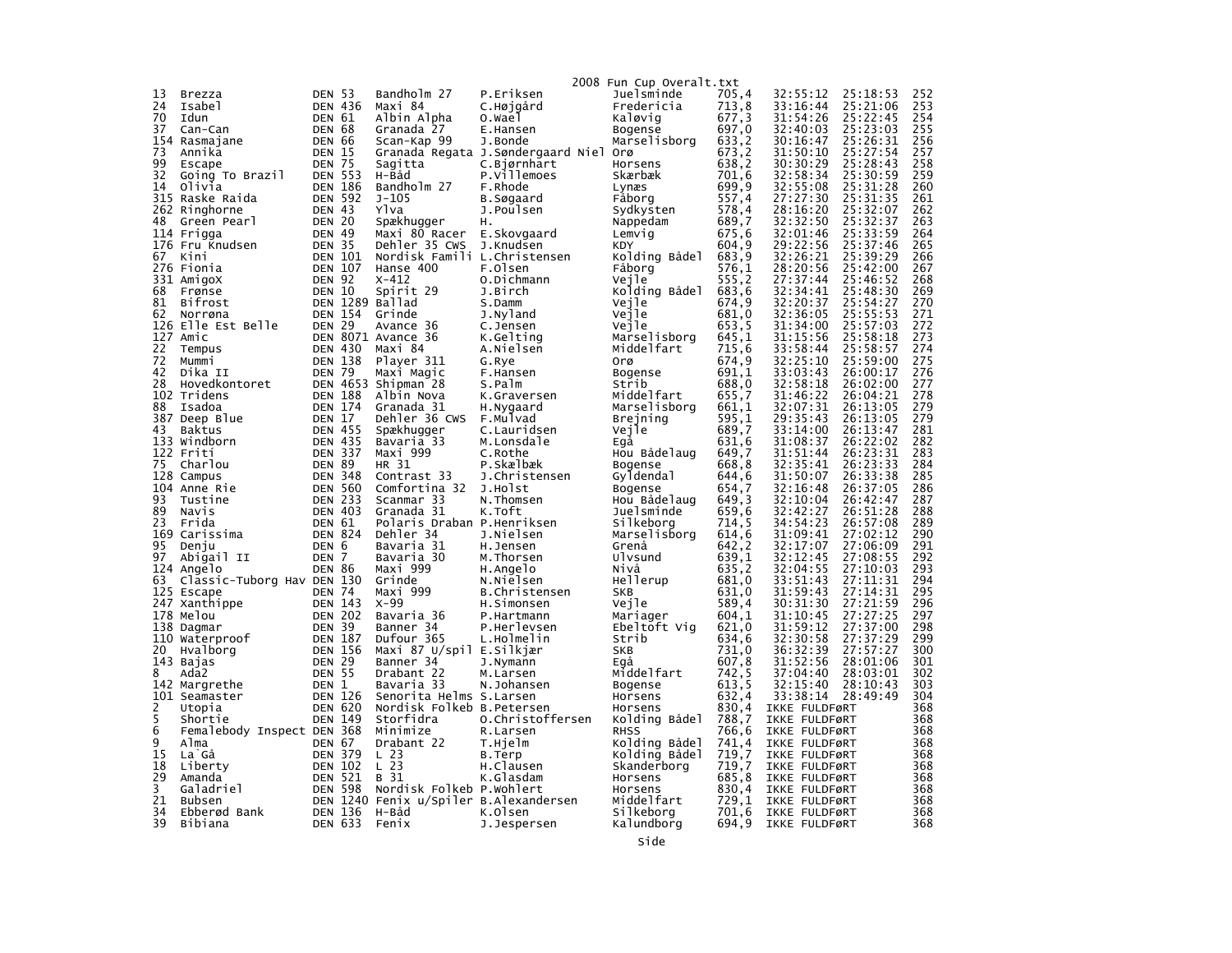| | | | | | | | | | |
|---|---|---|---|---|---|---|---|---|---|
| 13 | Brezza | DEN 53 | Bandholm 27 | P.Eriksen | Juelsminde | 705,4 | 32:55:12 | 25:18:53 | 252 |
| 24 | Isabel | DEN 436 | Maxi 84 | C.Højgård | Fredericia | 713,8 | 33:16:44 | 25:21:06 | 253 |
| 70 | Idun | DEN 61 | Albin Alpha | O.Wael | Kaløvig | 677,3 | 31:54:26 | 25:22:45 | 254 |
| 37 | Can-Can | DEN 68 | Granada 27 | E.Hansen | Bogense | 697,0 | 32:40:03 | 25:23:03 | 255 |
| 154 | Rasmajane | DEN 66 | Scan-Kap 99 | J.Bonde | Marselisborg | 633,2 | 30:16:47 | 25:26:31 | 256 |
| 73 | Annika | DEN 15 | Granada Regata | J.Søndergaard Niel | Orø | 673,2 | 31:50:10 | 25:27:54 | 257 |
| 99 | Escape | DEN 75 | Sagitta | C.Bjørnhart | Horsens | 638,2 | 30:30:29 | 25:28:43 | 258 |
| 32 | Going To Brazil | DEN 553 | H-Båd | P.Villemoes | Skærbæk | 701,6 | 32:58:34 | 25:30:59 | 259 |
| 14 | Olivia | DEN 186 | Bandholm 27 | F.Rhode | Lynæs | 699,9 | 32:55:08 | 25:31:28 | 260 |
| 315 | Raske Raida | DEN 592 | J-105 | B.Søgaard | Fåborg | 557,4 | 27:27:30 | 25:31:35 | 261 |
| 262 | Ringhorne | DEN 43 | Ylva | J.Poulsen | Sydkysten | 578,4 | 28:16:20 | 25:32:07 | 262 |
| 48 | Green Pearl | DEN 20 | Spækhugger | H. | Nappedam | 689,7 | 32:32:50 | 25:32:37 | 263 |
| 114 | Frigga | DEN 49 | Maxi 80 Racer | E.Skovgaard | Lemvig | 675,6 | 32:01:46 | 25:33:59 | 264 |
| 176 | Fru Knudsen | DEN 35 | Dehler 35 CWS | J.Knudsen | KDY | 604,9 | 29:22:56 | 25:37:46 | 265 |
| 67 | Kini | DEN 101 | Nordisk Famili | L.Christensen | Kolding Bådel | 683,9 | 32:26:21 | 25:39:29 | 266 |
| 276 | Fionia | DEN 107 | Hanse 400 | F.Olsen | Fåborg | 576,1 | 28:20:56 | 25:42:00 | 267 |
| 331 | AmigoX | DEN 92 | X-412 | O.Dichmann | Vejle | 555,2 | 27:37:44 | 25:46:52 | 268 |
| 68 | Frønse | DEN 10 | Spirit 29 | J.Birch | Kolding Bådel | 683,6 | 32:34:41 | 25:48:30 | 269 |
| 81 | Bifrost | DEN 1289 | Ballad | S.Damm | Vejle | 674,9 | 32:20:37 | 25:54:27 | 270 |
| 62 | Norrøna | DEN 154 | Grinde | J.Nyland | Vejle | 681,0 | 32:36:05 | 25:55:53 | 271 |
| 126 | Elle Est Belle | DEN 29 | Avance 36 | C.Jensen | Vejle | 653,5 | 31:34:00 | 25:57:03 | 272 |
| 127 | Amic | DEN 8071 | Avance 36 | K.Gelting | Marselisborg | 645,1 | 31:15:56 | 25:58:18 | 273 |
| 22 | Tempus | DEN 430 | Maxi 84 | A.Nielsen | Middelfart | 715,6 | 33:58:44 | 25:58:57 | 274 |
| 72 | Mummi | DEN 138 | Player 311 | G.Rye | Orø | 674,9 | 32:25:10 | 25:59:00 | 275 |
| 42 | Dika II | DEN 79 | Maxi Magic | F.Hansen | Bogense | 691,1 | 33:03:43 | 26:00:17 | 276 |
| 28 | Hovedkontoret | DEN 4653 | Shipman 28 | S.Palm | Strib | 688,0 | 32:58:18 | 26:02:00 | 277 |
| 102 | Tridens | DEN 188 | Albin Nova | K.Graversen | Middelfart | 655,7 | 31:46:22 | 26:04:21 | 278 |
| 88 | Isadoa | DEN 174 | Granada 31 | H.Nygaard | Marselisborg | 661,1 | 32:07:31 | 26:13:05 | 279 |
| 387 | Deep Blue | DEN 17 | Dehler 36 CWS | F.Mulvad | Brejning | 595,1 | 29:35:43 | 26:13:05 | 279 |
| 43 | Baktus | DEN 455 | Spækhugger | C.Lauridsen | Vejle | 689,7 | 33:14:00 | 26:13:47 | 281 |
| 133 | Windborn | DEN 435 | Bavaria 33 | M.Lonsdale | Egå | 631,6 | 31:08:37 | 26:22:02 | 282 |
| 122 | Friti | DEN 337 | Maxi 999 | C.Rothe | Hou Bådelaug | 649,7 | 31:51:44 | 26:23:31 | 283 |
| 75 | Charlou | DEN 89 | HR 31 | P.Skælbæk | Bogense | 668,8 | 32:35:41 | 26:23:33 | 284 |
| 128 | Campus | DEN 348 | Contrast 33 | J.Christensen | Gyldendal | 644,6 | 31:50:07 | 26:33:38 | 285 |
| 104 | Anne Rie | DEN 560 | Comfortina 32 | J.Holst | Bogense | 654,7 | 32:16:48 | 26:37:05 | 286 |
| 93 | Tustine | DEN 233 | Scanmar 33 | N.Thomsen | Hou Bådelaug | 649,3 | 32:10:04 | 26:42:47 | 287 |
| 89 | Navis | DEN 403 | Granada 31 | K.Toft | Juelsminde | 659,6 | 32:42:27 | 26:51:28 | 288 |
| 23 | Frida | DEN 61 | Polaris Draban | P.Henriksen | Silkeborg | 714,5 | 34:54:23 | 26:57:08 | 289 |
| 169 | Carissima | DEN 824 | Dehler 34 | J.Nielsen | Marselisborg | 614,6 | 31:09:41 | 27:02:12 | 290 |
| 95 | Denju | DEN 6 | Bavaria 31 | H.Jensen | Grenå | 642,2 | 32:17:07 | 27:06:09 | 291 |
| 97 | Abigail II | DEN 7 | Bavaria 30 | M.Thorsen | Ulvsund | 639,1 | 32:12:45 | 27:08:55 | 292 |
| 124 | Angelo | DEN 86 | Maxi 999 | H.Angelo | Nivå | 635,2 | 32:04:55 | 27:10:03 | 293 |
| 63 | Classic-Tuborg Hav | DEN 130 | Grinde | N.Nielsen | Hellerup | 681,0 | 33:51:43 | 27:11:31 | 294 |
| 125 | Escape | DEN 74 | Maxi 999 | B.Christensen | SKB | 631,0 | 31:59:43 | 27:14:31 | 295 |
| 247 | Xanthippe | DEN 143 | X-99 | H.Simonsen | Vejle | 589,4 | 30:31:30 | 27:21:59 | 296 |
| 178 | Melou | DEN 202 | Bavaria 36 | P.Hartmann | Mariager | 604,1 | 31:10:45 | 27:27:25 | 297 |
| 138 | Dagmar | DEN 39 | Banner 34 | P.Herlevsen | Ebeltoft Vig | 621,0 | 31:59:12 | 27:37:00 | 298 |
| 110 | Waterproof | DEN 187 | Dufour 365 | L.Holmelin | Strib | 634,6 | 32:30:58 | 27:37:29 | 299 |
| 20 | Hvalborg | DEN 156 | Maxi 87 U/spil | E.Silkjær | SKB | 731,0 | 36:32:39 | 27:57:27 | 300 |
| 143 | Bajas | DEN 29 | Banner 34 | J.Nymann | Egå | 607,8 | 31:52:56 | 28:01:06 | 301 |
| 8 | Ada2 | DEN 55 | Drabant 22 | M.Larsen | Middelfart | 742,5 | 37:04:40 | 28:03:01 | 302 |
| 142 | Margrethe | DEN 1 | Bavaria 33 | N.Johansen | Bogense | 613,5 | 32:15:40 | 28:10:43 | 303 |
| 101 | Seamaster | DEN 126 | Senorita Helms | S.Larsen | Horsens | 632,4 | 33:38:14 | 28:49:49 | 304 |
| 2 | Utopia | DEN 620 | Nordisk Folkeb | B.Petersen | Horsens | 830,4 | IKKE FULDFØRT | | 368 |
| 5 | Shortie | DEN 149 | Storfidra | O.Christoffersen | Kolding Bådel | 788,7 | IKKE FULDFØRT | | 368 |
| 6 | Femalebody Inspect | DEN 368 | Minimize | R.Larsen | RHSS | 766,6 | IKKE FULDFØRT | | 368 |
| 9 | Alma | DEN 67 | Drabant 22 | T.Hjelm | Kolding Bådel | 741,4 | IKKE FULDFØRT | | 368 |
| 15 | La`Gå | DEN 379 | L 23 | B.Terp | Kolding Bådel | 719,7 | IKKE FULDFØRT | | 368 |
| 18 | Liberty | DEN 102 | L 23 | H.Clausen | Skanderborg | 719,7 | IKKE FULDFØRT | | 368 |
| 29 | Amanda | DEN 521 | B 31 | K.Glasdam | Horsens | 685,8 | IKKE FULDFØRT | | 368 |
| 3 | Galadriel | DEN 598 | Nordisk Folkeb | P.Wohlert | Horsens | 830,4 | IKKE FULDFØRT | | 368 |
| 21 | Bubsen | DEN 1240 | Fenix u/Spiler | B.Alexandersen | Middelfart | 729,1 | IKKE FULDFØRT | | 368 |
| 34 | Ebberød Bank | DEN 136 | H-Båd | K.Olsen | Silkeborg | 701,6 | IKKE FULDFØRT | | 368 |
| 39 | Bibiana | DEN 633 | Fenix | J.Jespersen | Kalundborg | 694,9 | IKKE FULDFØRT | | 368 |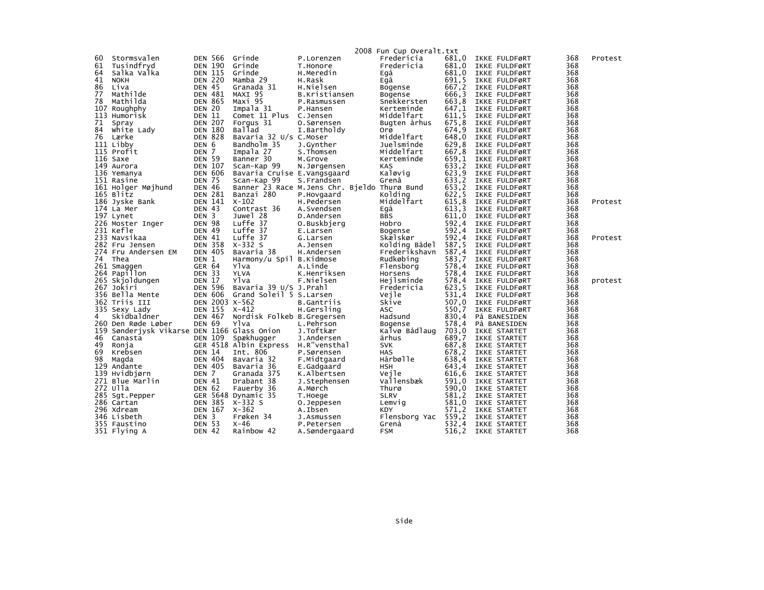| | | | | | | | | | |
|---|---|---|---|---|---|---|---|---|---|
| 60 | Stormsvalen | DEN 566 | Grinde | P.Lorenzen | Fredericia | 681,0 | IKKE FULDFøRT | 368 | Protest |
| 61 | Tusindfryd | DEN 190 | Grinde | T.Honore | Fredericia | 681,0 | IKKE FULDFøRT | 368 | |
| 64 | Salka Valka | DEN 115 | Grinde | H.Meredin | Egå | 681,0 | IKKE FULDFøRT | 368 | |
| 41 | NOKH | DEN 220 | Mamba 29 | H.Rask | Egå | 691,5 | IKKE FULDFøRT | 368 | |
| 86 | Liva | DEN 45 | Granada 31 | H.Nielsen | Bogense | 667,2 | IKKE FULDFøRT | 368 | |
| 77 | Mathilde | DEN 481 | MAXI 95 | B.Kristiansen | Bogense | 666,3 | IKKE FULDFøRT | 368 | |
| 78 | Mathilda | DEN 865 | Maxi 95 | P.Rasmussen | Snekkersten | 663,8 | IKKE FULDFøRT | 368 | |
| 107 | Roughphy | DEN 20 | Impala 31 | P.Hansen | Kerteminde | 647,1 | IKKE FULDFøRT | 368 | |
| 113 | Humorisk | DEN 11 | Comet 11 Plus | C.Jensen | Middelfart | 611,5 | IKKE FULDFøRT | 368 | |
| 71 | Spray | DEN 207 | Forgus 31 | O.Sørensen | Bugten århus | 675,8 | IKKE FULDFøRT | 368 | |
| 84 | White Lady | DEN 180 | Ballad | I.Bartholdy | Orø | 674,9 | IKKE FULDFøRT | 368 | |
| 76 | Lærke | DEN 828 | Bavaria 32 U/s | C.Moser | Middelfart | 648,0 | IKKE FULDFøRT | 368 | |
| 111 | Libby | DEN 6 | Bandholm 35 | J.Gynther | Juelsminde | 629,8 | IKKE FULDFøRT | 368 | |
| 115 | Profit | DEN 7 | Impala 27 | S.Thomsen | Middelfart | 667,8 | IKKE FULDFøRT | 368 | |
| 116 | Saxe | DEN 59 | Banner 30 | M.Grove | Kerteminde | 659,1 | IKKE FULDFøRT | 368 | |
| 149 | Aurora | DEN 107 | Scan-Kap 99 | N.Jørgensen | KAS | 633,2 | IKKE FULDFøRT | 368 | |
| 136 | Yemanya | DEN 606 | Bavaria Cruise | E.Vangsgaard | Kaløvig | 623,9 | IKKE FULDFøRT | 368 | |
| 151 | Rasine | DEN 75 | Scan-Kap 99 | S.Frandsen | Grenå | 633,2 | IKKE FULDFøRT | 368 | |
| 161 | Holger Møjhund | DEN 46 | Banner 23 Race | M.Jens Chr. Bjeldo | Thurø Bund | 653,2 | IKKE FULDFøRT | 368 | |
| 165 | Blitz | DEN 281 | Banzai 280 | P.Hovgaard | Kolding | 622,5 | IKKE FULDFøRT | 368 | |
| 186 | Jyske Bank | DEN 141 | X-102 | H.Pedersen | Middelfart | 615,8 | IKKE FULDFøRT | 368 | Protest |
| 174 | La Mer | DEN 43 | Contrast 36 | A.Svendsen | Egå | 613,3 | IKKE FULDFøRT | 368 | |
| 197 | Lynet | DEN 3 | Juwel 28 | D.Andersen | BBS | 611,0 | IKKE FULDFøRT | 368 | |
| 226 | Moster Inger | DEN 98 | Luffe 37 | O.Buskbjerg | Hobro | 592,4 | IKKE FULDFøRT | 368 | |
| 231 | Kefle | DEN 49 | Luffe 37 | E.Larsen | Bogense | 592,4 | IKKE FULDFøRT | 368 | |
| 233 | Navsikaa | DEN 41 | Luffe 37 | G.Larsen | Skælskør | 592,4 | IKKE FULDFøRT | 368 | Protest |
| 282 | Fru Jensen | DEN 358 | X-332 S | A.Jensen | Kolding Bådel | 587,5 | IKKE FULDFøRT | 368 | |
| 274 | Fru Andersen EM | DEN 405 | Bavaria 38 | H.Andersen | Frederikshavn | 587,4 | IKKE FULDFøRT | 368 | |
| 74 | Thea | DEN 1 | Harmony/u Spil | B.Kidmose | Rudkøbing | 583,7 | IKKE FULDFøRT | 368 | |
| 261 | Smaggen | GER 64 | Ylva | A.Linde | Flensborg | 578,4 | IKKE FULDFøRT | 368 | |
| 264 | Papillon | DEN 33 | YLVA | K.Henriksen | Horsens | 578,4 | IKKE FULDFøRT | 368 | |
| 265 | Skjoldungen | DEN 17 | Ylva | F.Nielsen | Hejlsminde | 578,4 | IKKE FULDFøRT | 368 | protest |
| 267 | Jokiri | DEN 596 | Bavaria 39 U/S | J.Prahl | Fredericia | 623,5 | IKKE FULDFøRT | 368 | |
| 356 | Bella Mente | DEN 606 | Grand Soleil 5 | S.Larsen | Vejle | 531,4 | IKKE FULDFøRT | 368 | |
| 362 | Triis III | DEN 2003 | X-562 | B.Gantriis | Skive | 507,0 | IKKE FULDFøRT | 368 | |
| 335 | Sexy Lady | DEN 155 | X-412 | H.Gersling | ASC | 550,7 | IKKE FULDFøRT | 368 | |
| 4 | Skidbaldner | DEN 467 | Nordisk Folkeb | B.Gregersen | Hadsund | 830,4 | På BANESIDEN | 368 | |
| 260 | Den Røde Løber | DEN 69 | Ylva | L.Pehrson | Bogense | 578,4 | På BANESIDEN | 368 | |
| 159 | Sønderjysk Vikarse | DEN 1166 | Glass Onion | J.Toftkær | Kalvø Bådlaug | 703,0 | IKKE STARTET | 368 | |
| 46 | Canasta | DEN 109 | Spækhugger | J.Andersen | århus | 689,7 | IKKE STARTET | 368 | |
| 49 | Ronja | GER 4518 | Albin Express | H.R"vensthal | SVK | 687,8 | IKKE STARTET | 368 | |
| 69 | Krebsen | DEN 14 | Int. 806 | P.Sørensen | HAS | 678,2 | IKKE STARTET | 368 | |
| 98 | Magda | DEN 404 | Bavaria 32 | F.Midtgaard | Hårbølle | 638,4 | IKKE STARTET | 368 | |
| 129 | Andante | DEN 405 | Bavaria 36 | E.Gadgaard | HSH | 643,4 | IKKE STARTET | 368 | |
| 139 | Hvidbjørn | DEN 7 | Granada 375 | K.Albertsen | Vejle | 616,6 | IKKE STARTET | 368 | |
| 271 | Blue Marlin | DEN 41 | Drabant 38 | J.Stephensen | Vallensbæk | 591,0 | IKKE STARTET | 368 | |
| 272 | Ulla | DEN 62 | Fauerby 36 | A.Mørch | Thurø | 590,0 | IKKE STARTET | 368 | |
| 285 | Sgt.Pepper | GER 5648 | Dynamic 35 | T.Hoege | SLRV | 581,2 | IKKE STARTET | 368 | |
| 286 | Cartan | DEN 385 | X-332 S | O.Jeppesen | Lemvig | 581,0 | IKKE STARTET | 368 | |
| 296 | Xdream | DEN 167 | X-362 | A.Ibsen | KDY | 571,2 | IKKE STARTET | 368 | |
| 346 | Lisbeth | DEN 3 | Frøken 34 | J.Asmussen | Flensborg Yac | 559,2 | IKKE STARTET | 368 | |
| 355 | Faustino | DEN 53 | X-46 | P.Petersen | Grenå | 532,4 | IKKE STARTET | 368 | |
| 351 | Flying A | DEN 42 | Rainbow 42 | A.Søndergaard | FSM | 516,2 | IKKE STARTET | 368 | |